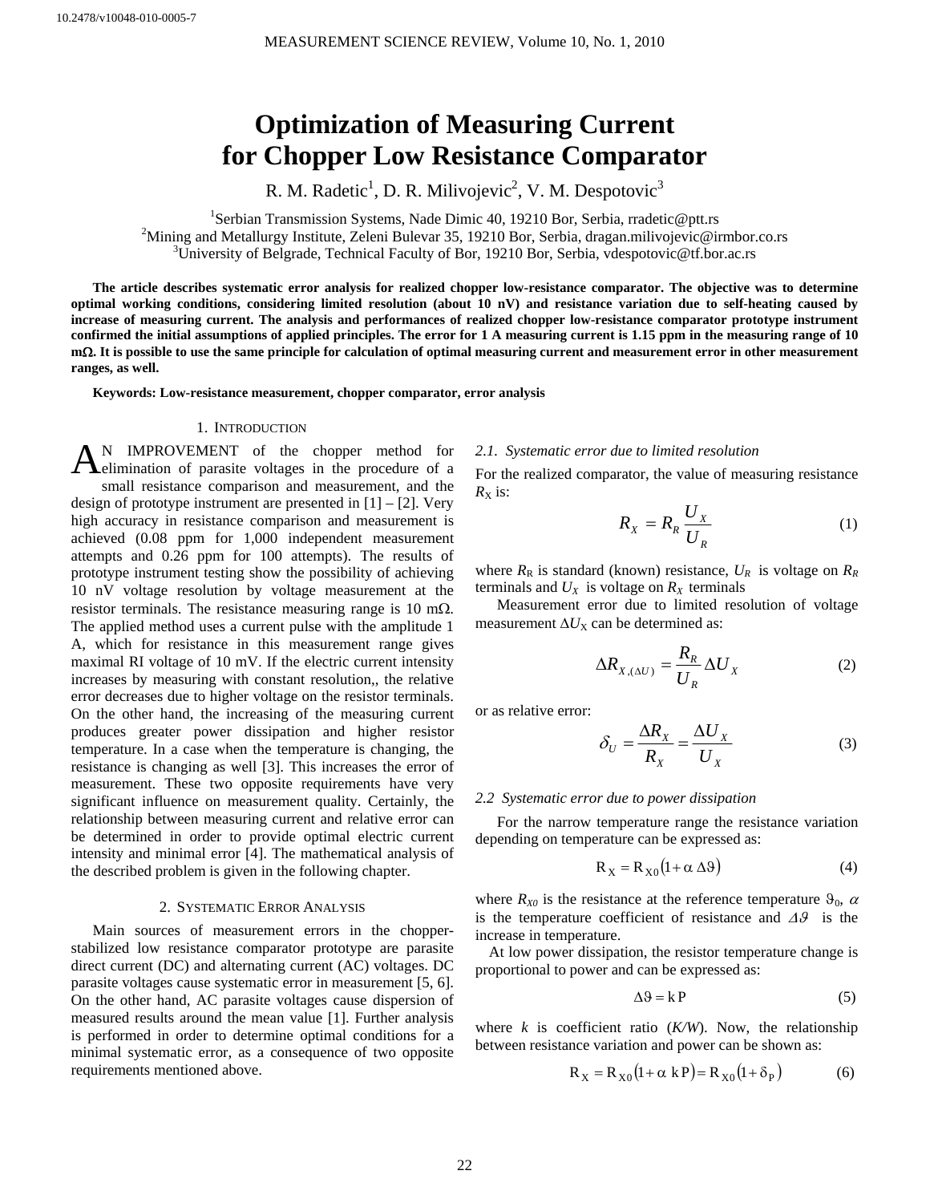# Optimization of Measuring Current for Chopper Low Resistance Comparator

R. M. Radetic[1], D. R. Milivojevic[2], V. M. Despotovic[3]

[1]Serbian Transmission Systems, Nade Dimic 40, 19210 Bor, Serbia, rradetic@ptt.rs
[2]Mining and Metallurgy Institute, Zeleni Bulevar 35, 19210 Bor, Serbia, dragan.milivojevic@irmbor.co.rs
[3]University of Belgrade, Technical Faculty of Bor, 19210 Bor, Serbia, vdespotovic@tf.bor.ac.rs

**The article describes systematic error analysis for realized chopper low-resistance comparator. The objective was to determine optimal working conditions, considering limited resolution (about 10 nV) and resistance variation due to self-heating caused by increase of measuring current. The analysis and performances of realized chopper low-resistance comparator prototype instrument confirmed the initial assumptions of applied principles. The error for 1 A measuring current is 1.15 ppm in the measuring range of 10 mΩ. It is possible to use the same principle for calculation of optimal measuring current and measurement error in other measurement ranges, as well.**

**Keywords: Low-resistance measurement, chopper comparator, error analysis**

## 1. Introduction

An improvement of the chopper method for elimination of parasite voltages in the procedure of a small resistance comparison and measurement, and the design of prototype instrument are presented in [1] – [2]. Very high accuracy in resistance comparison and measurement is achieved (0.08 ppm for 1,000 independent measurement attempts and 0.26 ppm for 100 attempts). The results of prototype instrument testing show the possibility of achieving 10 nV voltage resolution by voltage measurement at the resistor terminals. The resistance measuring range is 10 mΩ. The applied method uses a current pulse with the amplitude 1 A, which for resistance in this measurement range gives maximal RI voltage of 10 mV. If the electric current intensity increases by measuring with constant resolution,, the relative error decreases due to higher voltage on the resistor terminals. On the other hand, the increasing of the measuring current produces greater power dissipation and higher resistor temperature. In a case when the temperature is changing, the resistance is changing as well [3]. This increases the error of measurement. These two opposite requirements have very significant influence on measurement quality. Certainly, the relationship between measuring current and relative error can be determined in order to provide optimal electric current intensity and minimal error [4]. The mathematical analysis of the described problem is given in the following chapter.

## 2. Systematic Error Analysis

Main sources of measurement errors in the chopper-stabilized low resistance comparator prototype are parasite direct current (DC) and alternating current (AC) voltages. DC parasite voltages cause systematic error in measurement [5, 6]. On the other hand, AC parasite voltages cause dispersion of measured results around the mean value [1]. Further analysis is performed in order to determine optimal conditions for a minimal systematic error, as a consequence of two opposite requirements mentioned above.

### 2.1. Systematic error due to limited resolution

For the realized comparator, the value of measuring resistance $R_X$ is:

$$R_X = R_R \frac{U_X}{U_R} \tag{1}$$

where $R_R$ is standard (known) resistance, $U_R$ is voltage on $R_R$ terminals and $U_X$ is voltage on $R_X$ terminals

Measurement error due to limited resolution of voltage measurement $\Delta U_X$ can be determined as:

$$\Delta R_{X,(\Delta U)} = \frac{R_R}{U_R} \Delta U_X \tag{2}$$

or as relative error:

$$\delta_U = \frac{\Delta R_X}{R_X} = \frac{\Delta U_X}{U_X} \tag{3}$$

### 2.2 Systematic error due to power dissipation

For the narrow temperature range the resistance variation depending on temperature can be expressed as:

$$R_X = R_{X0}(1 + \alpha \, \Delta\vartheta) \tag{4}$$

where $R_{X0}$ is the resistance at the reference temperature $\vartheta_0$, $\alpha$ is the temperature coefficient of resistance and $\Delta\vartheta$ is the increase in temperature.

At low power dissipation, the resistor temperature change is proportional to power and can be expressed as:

$$\Delta\vartheta = k\,P \tag{5}$$

where $k$ is coefficient ratio ($K/W$). Now, the relationship between resistance variation and power can be shown as:

$$R_X = R_{X0}(1 + \alpha \, k\,P) = R_{X0}(1 + \delta_P) \tag{6}$$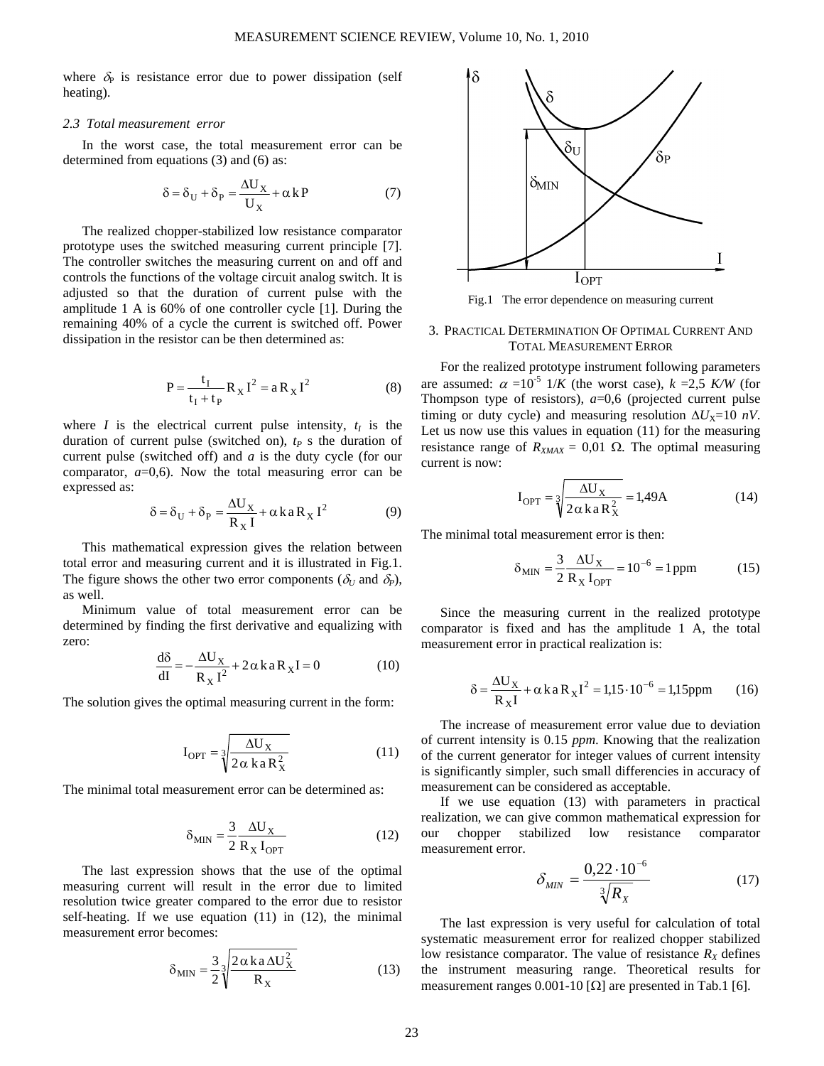where $\delta_P$ is resistance error due to power dissipation (self heating).

### 2.3 Total measurement error

In the worst case, the total measurement error can be determined from equations (3) and (6) as:

$$\delta = \delta_U + \delta_P = \frac{\Delta U_X}{U_X} + \alpha\, k\, P \tag{7}$$

The realized chopper-stabilized low resistance comparator prototype uses the switched measuring current principle [7]. The controller switches the measuring current on and off and controls the functions of the voltage circuit analog switch. It is adjusted so that the duration of current pulse with the amplitude 1 A is 60% of one controller cycle [1]. During the remaining 40% of a cycle the current is switched off. Power dissipation in the resistor can be then determined as:

$$P = \frac{t_I}{t_I + t_P} R_X I^2 = a R_X I^2 \tag{8}$$

where $I$ is the electrical current pulse intensity, $t_I$ is the duration of current pulse (switched on), $t_P$ s the duration of current pulse (switched off) and $a$ is the duty cycle (for our comparator, $a$=0,6). Now the total measuring error can be expressed as:

$$\delta = \delta_U + \delta_P = \frac{\Delta U_X}{R_X I} + \alpha\, k\, a\, R_X I^2 \tag{9}$$

This mathematical expression gives the relation between total error and measuring current and it is illustrated in Fig.1. The figure shows the other two error components ($\delta_U$ and $\delta_P$), as well.

Minimum value of total measurement error can be determined by finding the first derivative and equalizing with zero:

$$\frac{d\delta}{dI} = -\frac{\Delta U_X}{R_X I^2} + 2\,\alpha\, k\, a\, R_X I = 0 \tag{10}$$

The solution gives the optimal measuring current in the form:

$$I_{OPT} = \sqrt[3]{\frac{\Delta U_X}{2\,\alpha\, k\, a\, R_X^2}} \tag{11}$$

The minimal total measurement error can be determined as:

$$\delta_{MIN} = \frac{3}{2}\frac{\Delta U_X}{R_X I_{OPT}} \tag{12}$$

The last expression shows that the use of the optimal measuring current will result in the error due to limited resolution twice greater compared to the error due to resistor self-heating. If we use equation (11) in (12), the minimal measurement error becomes:

$$\delta_{MIN} = \frac{3}{2}\sqrt[3]{\frac{2\,\alpha\, k\, a\, \Delta U_X^2}{R_X}} \tag{13}$$

Fig.1 The error dependence on measuring current

## 3. Practical Determination Of Optimal Current And Total Measurement Error

For the realized prototype instrument following parameters are assumed: $\alpha = 10^{-5}$ 1/*K* (the worst case), $k$ =2,5 *K/W* (for Thompson type of resistors), $a$=0,6 (projected current pulse timing or duty cycle) and measuring resolution $\Delta U_X$=10 *nV*. Let us now use this values in equation (11) for the measuring resistance range of $R_{XMAX}$ = 0,01 $\Omega$. The optimal measuring current is now:

$$I_{OPT} = \sqrt[3]{\frac{\Delta U_X}{2\,\alpha\, k\, a\, R_X^2}} = 1{,}49\text{A} \tag{14}$$

The minimal total measurement error is then:

$$\delta_{MIN} = \frac{3}{2}\frac{\Delta U_X}{R_X I_{OPT}} = 10^{-6} = 1\,\text{ppm} \tag{15}$$

Since the measuring current in the realized prototype comparator is fixed and has the amplitude 1 A, the total measurement error in practical realization is:

$$\delta = \frac{\Delta U_X}{R_X I} + \alpha\, k\, a\, R_X I^2 = 1{,}15\cdot 10^{-6} = 1{,}15\text{ppm} \tag{16}$$

The increase of measurement error value due to deviation of current intensity is 0.15 *ppm*. Knowing that the realization of the current generator for integer values of current intensity is significantly simpler, such small differencies in accuracy of measurement can be considered as acceptable.

If we use equation (13) with parameters in practical realization, we can give common mathematical expression for our chopper stabilized low resistance comparator measurement error.

$$\delta_{MIN} = \frac{0{,}22\cdot 10^{-6}}{\sqrt[3]{R_X}} \tag{17}$$

The last expression is very useful for calculation of total systematic measurement error for realized chopper stabilized low resistance comparator. The value of resistance $R_X$ defines the instrument measuring range. Theoretical results for measurement ranges 0.001-10 [$\Omega$] are presented in Tab.1 [6].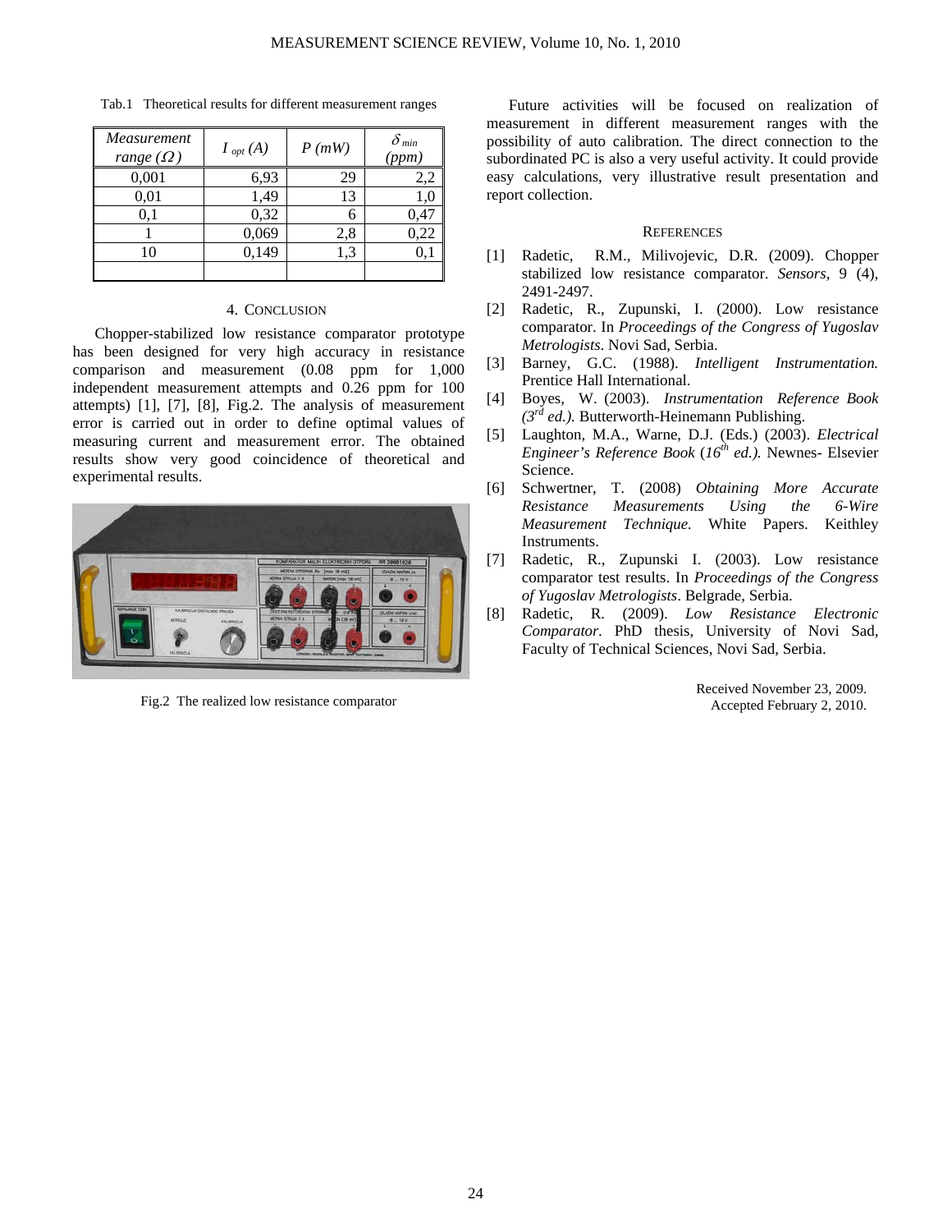Tab.1 Theoretical results for different measurement ranges

| *Measurement range (Ω)* | $I_{opt}$ *(A)* | *P (mW)* | $\delta_{min}$ *(ppm)* |
|---|---|---|---|
| 0,001 | 6,93 | 29 | 2,2 |
| 0,01 | 1,49 | 13 | 1,0 |
| 0,1 | 0,32 | 6 | 0,47 |
| 1 | 0,069 | 2,8 | 0,22 |
| 10 | 0,149 | 1,3 | 0,1 |
| | | | |

## 4. CONCLUSION

Chopper-stabilized low resistance comparator prototype has been designed for very high accuracy in resistance comparison and measurement (0.08 ppm for 1,000 independent measurement attempts and 0.26 ppm for 100 attempts) [1], [7], [8], Fig.2. The analysis of measurement error is carried out in order to define optimal values of measuring current and measurement error. The obtained results show very good coincidence of theoretical and experimental results.

Fig.2 The realized low resistance comparator

Future activities will be focused on realization of measurement in different measurement ranges with the possibility of auto calibration. The direct connection to the subordinated PC is also a very useful activity. It could provide easy calculations, very illustrative result presentation and report collection.

## REFERENCES

[1] Radetic, R.M., Milivojevic, D.R. (2009). Chopper stabilized low resistance comparator. *Sensors*, 9 (4), 2491-2497.

[2] Radetic, R., Zupunski, I. (2000). Low resistance comparator. In *Proceedings of the Congress of Yugoslav Metrologists*. Novi Sad, Serbia.

[3] Barney, G.C. (1988). *Intelligent Instrumentation.* Prentice Hall International.

[4] Boyes, W. (2003). *Instrumentation Reference Book (3rd ed.).* Butterworth-Heinemann Publishing.

[5] Laughton, M.A., Warne, D.J. (Eds.) (2003). *Electrical Engineer's Reference Book* (*16th ed.).* Newnes- Elsevier Science.

[6] Schwertner, T. (2008) *Obtaining More Accurate Resistance Measurements Using the 6-Wire Measurement Technique.* White Papers. Keithley Instruments.

[7] Radetic, R., Zupunski I. (2003). Low resistance comparator test results. In *Proceedings of the Congress of Yugoslav Metrologists*. Belgrade, Serbia.

[8] Radetic, R. (2009). *Low Resistance Electronic Comparator*. PhD thesis, University of Novi Sad, Faculty of Technical Sciences, Novi Sad, Serbia.

Received November 23, 2009.
Accepted February 2, 2010.